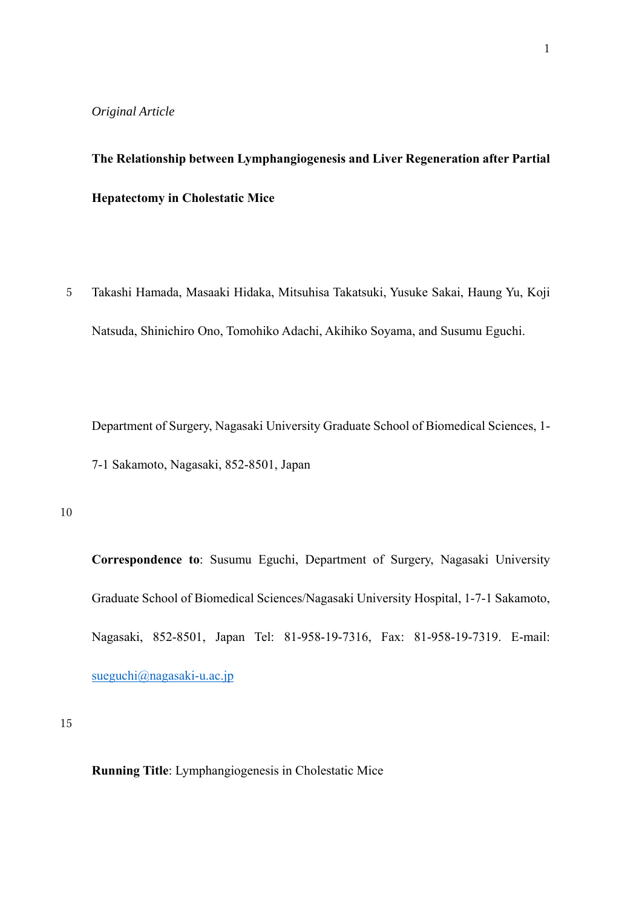*Original Article*

# The Relationship between Lymphangiogenesis and Liver Regeneration after Partial Hepatectomy in Cholestatic Mice

Takashi Hamada, Masaaki Hidaka, Mitsuhisa Takatsuki, Yusuke Sakai, Haung Yu, Koji Natsuda, Shinichiro Ono, Tomohiko Adachi, Akihiko Soyama, and Susumu Eguchi.

Department of Surgery, Nagasaki University Graduate School of Biomedical Sciences, 1-7-1 Sakamoto, Nagasaki, 852-8501, Japan

**Correspondence to**: Susumu Eguchi, Department of Surgery, Nagasaki University Graduate School of Biomedical Sciences/Nagasaki University Hospital, 1-7-1 Sakamoto, Nagasaki, 852-8501, Japan Tel: 81-958-19-7316, Fax: 81-958-19-7319. E-mail: sueguchi@nagasaki-u.ac.jp

**Running Title**: Lymphangiogenesis in Cholestatic Mice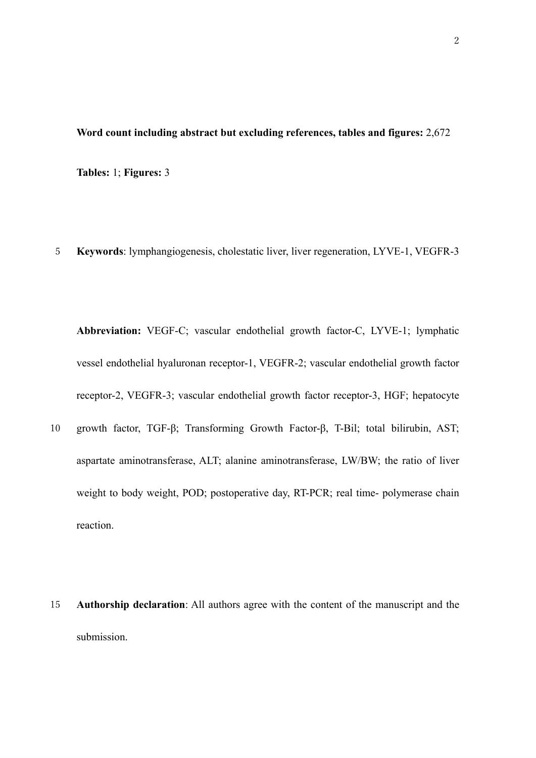**Word count including abstract but excluding references, tables and figures:** 2,672

**Tables:** 1; **Figures:** 3

**Keywords**: lymphangiogenesis, cholestatic liver, liver regeneration, LYVE-1, VEGFR-3

**Abbreviation:** VEGF-C; vascular endothelial growth factor-C, LYVE-1; lymphatic vessel endothelial hyaluronan receptor-1, VEGFR-2; vascular endothelial growth factor receptor-2, VEGFR-3; vascular endothelial growth factor receptor-3, HGF; hepatocyte growth factor, TGF-β; Transforming Growth Factor-β, T-Bil; total bilirubin, AST; aspartate aminotransferase, ALT; alanine aminotransferase, LW/BW; the ratio of liver weight to body weight, POD; postoperative day, RT-PCR; real time- polymerase chain reaction.

**Authorship declaration**: All authors agree with the content of the manuscript and the submission.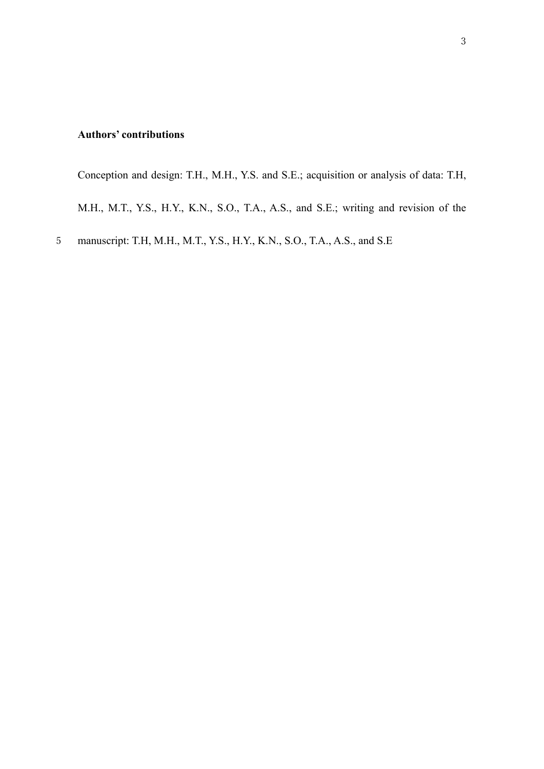**Authors' contributions**

Conception and design: T.H., M.H., Y.S. and S.E.; acquisition or analysis of data: T.H, M.H., M.T., Y.S., H.Y., K.N., S.O., T.A., A.S., and S.E.; writing and revision of the manuscript: T.H, M.H., M.T., Y.S., H.Y., K.N., S.O., T.A., A.S., and S.E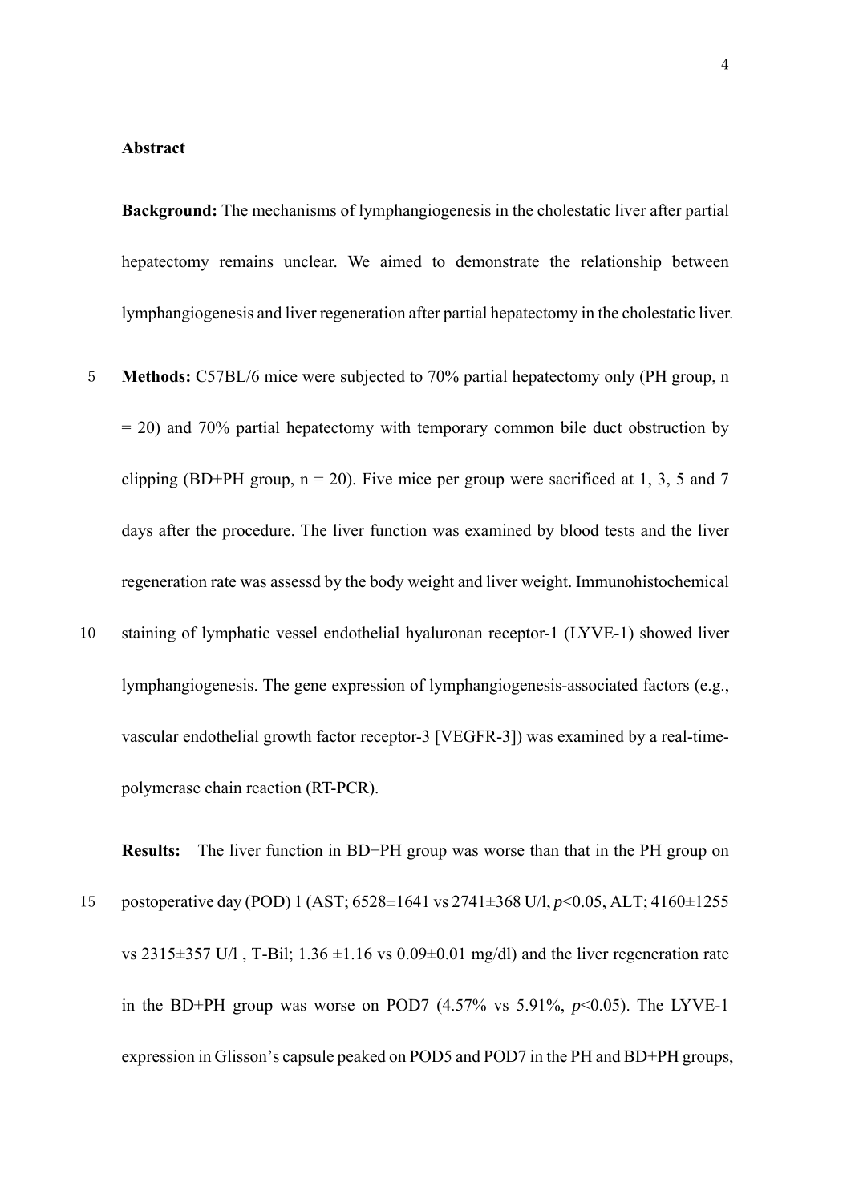**Abstract**

**Background:** The mechanisms of lymphangiogenesis in the cholestatic liver after partial hepatectomy remains unclear. We aimed to demonstrate the relationship between lymphangiogenesis and liver regeneration after partial hepatectomy in the cholestatic liver.

**Methods:** C57BL/6 mice were subjected to 70% partial hepatectomy only (PH group, n = 20) and 70% partial hepatectomy with temporary common bile duct obstruction by clipping (BD+PH group, n = 20). Five mice per group were sacrificed at 1, 3, 5 and 7 days after the procedure. The liver function was examined by blood tests and the liver regeneration rate was assessd by the body weight and liver weight. Immunohistochemical staining of lymphatic vessel endothelial hyaluronan receptor-1 (LYVE-1) showed liver lymphangiogenesis. The gene expression of lymphangiogenesis-associated factors (e.g., vascular endothelial growth factor receptor-3 [VEGFR-3]) was examined by a real-time-polymerase chain reaction (RT-PCR).

**Results:** The liver function in BD+PH group was worse than that in the PH group on postoperative day (POD) 1 (AST; 6528±1641 vs 2741±368 U/l, $p<0.05$, ALT; 4160±1255 vs 2315±357 U/l , T-Bil; 1.36 ±1.16 vs 0.09±0.01 mg/dl) and the liver regeneration rate in the BD+PH group was worse on POD7 (4.57% vs 5.91%, $p<0.05$). The LYVE-1 expression in Glisson's capsule peaked on POD5 and POD7 in the PH and BD+PH groups,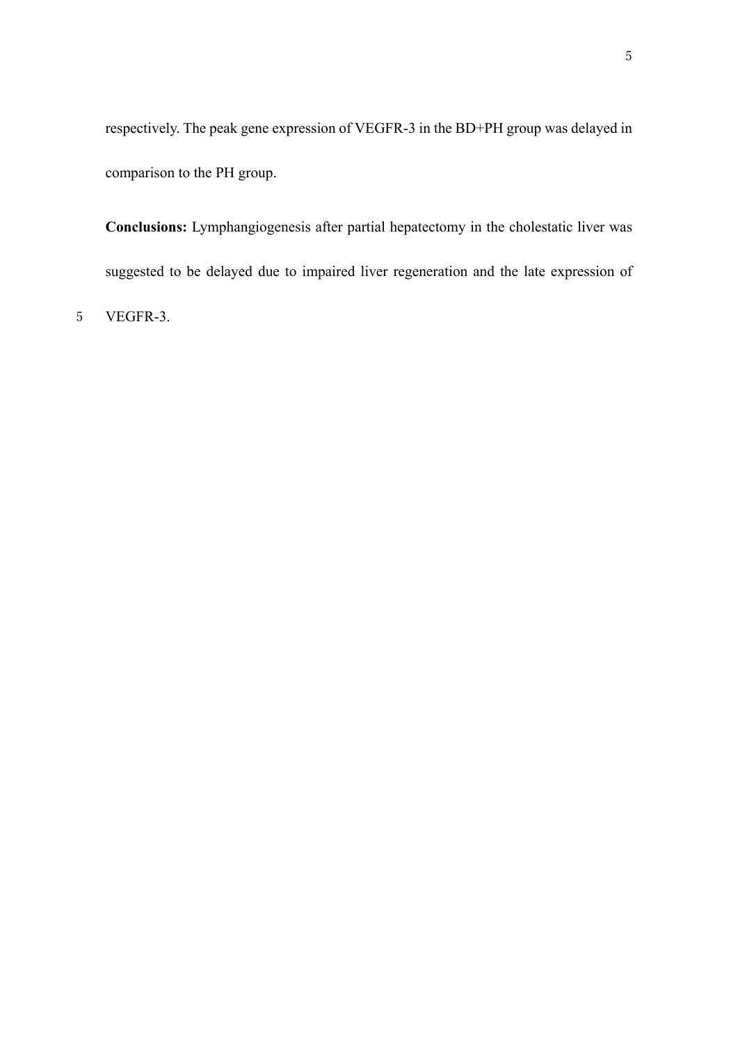respectively. The peak gene expression of VEGFR-3 in the BD+PH group was delayed in comparison to the PH group.

**Conclusions:** Lymphangiogenesis after partial hepatectomy in the cholestatic liver was suggested to be delayed due to impaired liver regeneration and the late expression of VEGFR-3.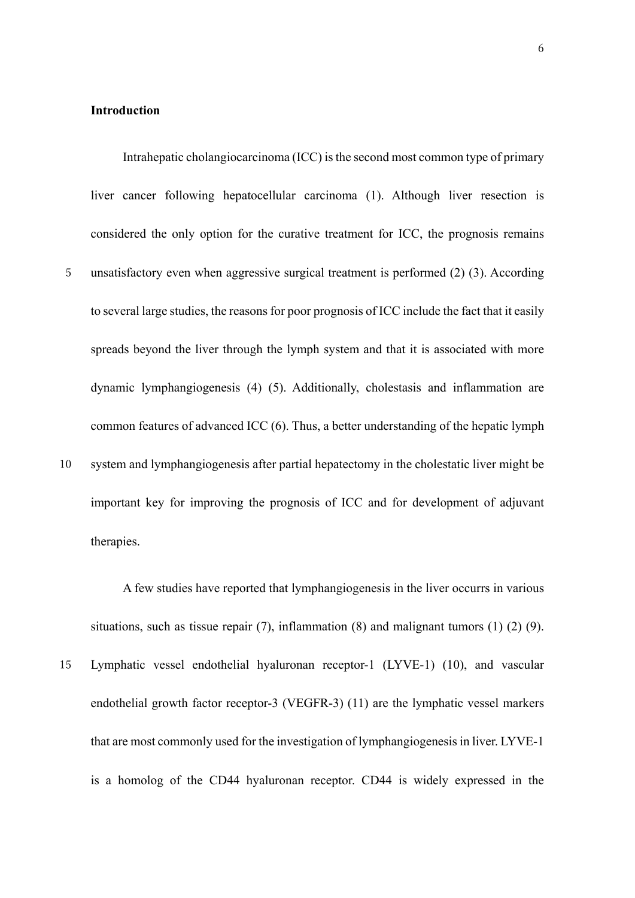## Introduction

Intrahepatic cholangiocarcinoma (ICC) is the second most common type of primary liver cancer following hepatocellular carcinoma (1). Although liver resection is considered the only option for the curative treatment for ICC, the prognosis remains unsatisfactory even when aggressive surgical treatment is performed (2) (3). According to several large studies, the reasons for poor prognosis of ICC include the fact that it easily spreads beyond the liver through the lymph system and that it is associated with more dynamic lymphangiogenesis (4) (5). Additionally, cholestasis and inflammation are common features of advanced ICC (6). Thus, a better understanding of the hepatic lymph system and lymphangiogenesis after partial hepatectomy in the cholestatic liver might be important key for improving the prognosis of ICC and for development of adjuvant therapies.

A few studies have reported that lymphangiogenesis in the liver occurrs in various situations, such as tissue repair (7), inflammation (8) and malignant tumors (1) (2) (9). Lymphatic vessel endothelial hyaluronan receptor-1 (LYVE-1) (10), and vascular endothelial growth factor receptor-3 (VEGFR-3) (11) are the lymphatic vessel markers that are most commonly used for the investigation of lymphangiogenesis in liver. LYVE-1 is a homolog of the CD44 hyaluronan receptor. CD44 is widely expressed in the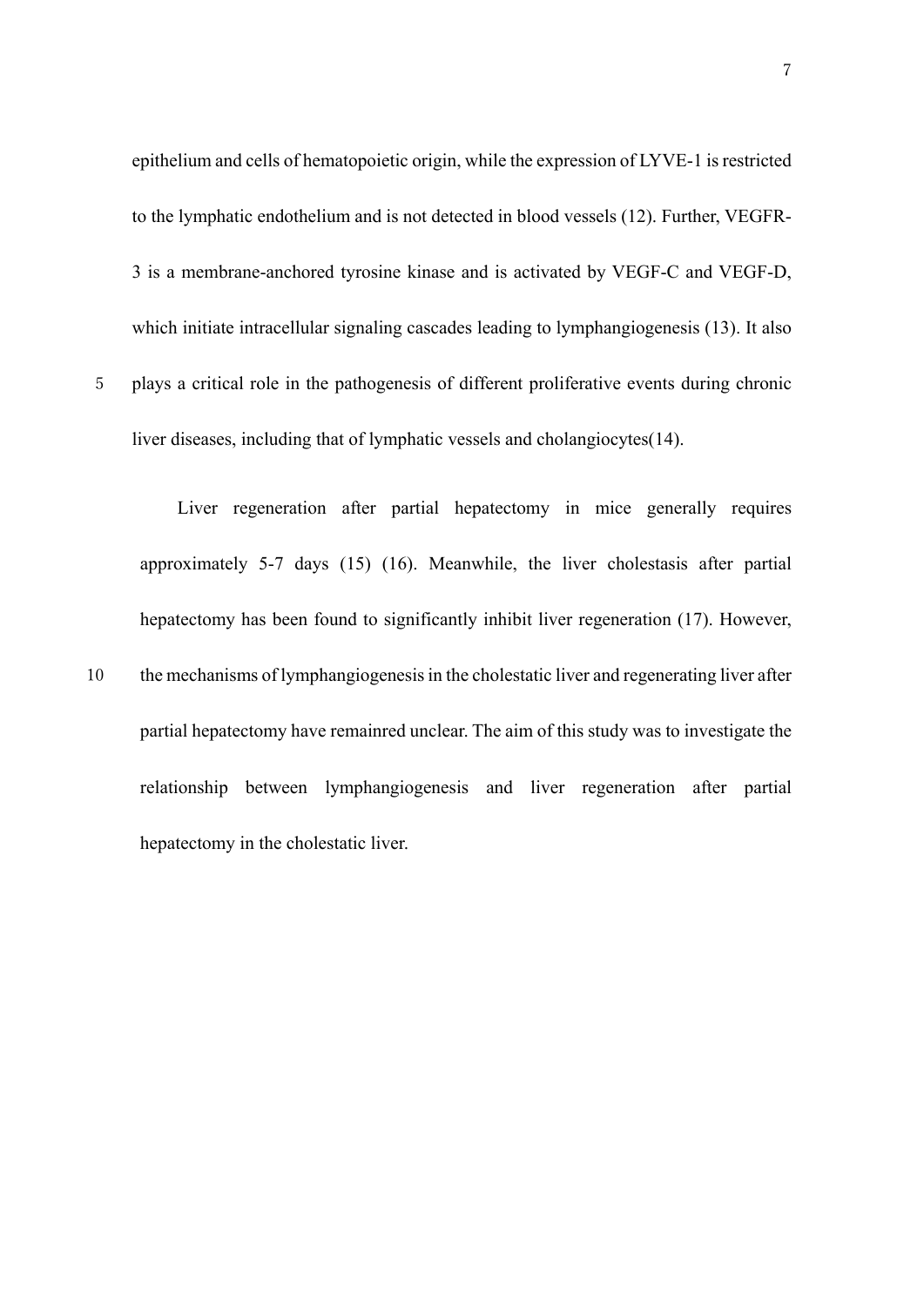epithelium and cells of hematopoietic origin, while the expression of LYVE-1 is restricted to the lymphatic endothelium and is not detected in blood vessels (12). Further, VEGFR-3 is a membrane-anchored tyrosine kinase and is activated by VEGF-C and VEGF-D, which initiate intracellular signaling cascades leading to lymphangiogenesis (13). It also plays a critical role in the pathogenesis of different proliferative events during chronic liver diseases, including that of lymphatic vessels and cholangiocytes(14).

Liver regeneration after partial hepatectomy in mice generally requires approximately 5-7 days (15) (16). Meanwhile, the liver cholestasis after partial hepatectomy has been found to significantly inhibit liver regeneration (17). However, the mechanisms of lymphangiogenesis in the cholestatic liver and regenerating liver after partial hepatectomy have remainred unclear. The aim of this study was to investigate the relationship between lymphangiogenesis and liver regeneration after partial hepatectomy in the cholestatic liver.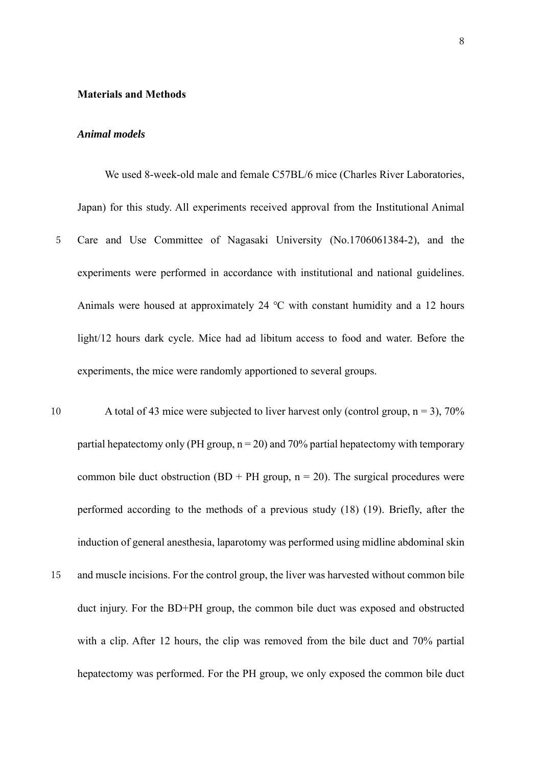## Materials and Methods

### *Animal models*

We used 8-week-old male and female C57BL/6 mice (Charles River Laboratories, Japan) for this study. All experiments received approval from the Institutional Animal Care and Use Committee of Nagasaki University (No.1706061384-2), and the experiments were performed in accordance with institutional and national guidelines. Animals were housed at approximately 24 °C with constant humidity and a 12 hours light/12 hours dark cycle. Mice had ad libitum access to food and water. Before the experiments, the mice were randomly apportioned to several groups.

A total of 43 mice were subjected to liver harvest only (control group, n = 3), 70% partial hepatectomy only (PH group, n = 20) and 70% partial hepatectomy with temporary common bile duct obstruction (BD + PH group, n = 20). The surgical procedures were performed according to the methods of a previous study (18) (19). Briefly, after the induction of general anesthesia, laparotomy was performed using midline abdominal skin and muscle incisions. For the control group, the liver was harvested without common bile duct injury. For the BD+PH group, the common bile duct was exposed and obstructed with a clip. After 12 hours, the clip was removed from the bile duct and 70% partial hepatectomy was performed. For the PH group, we only exposed the common bile duct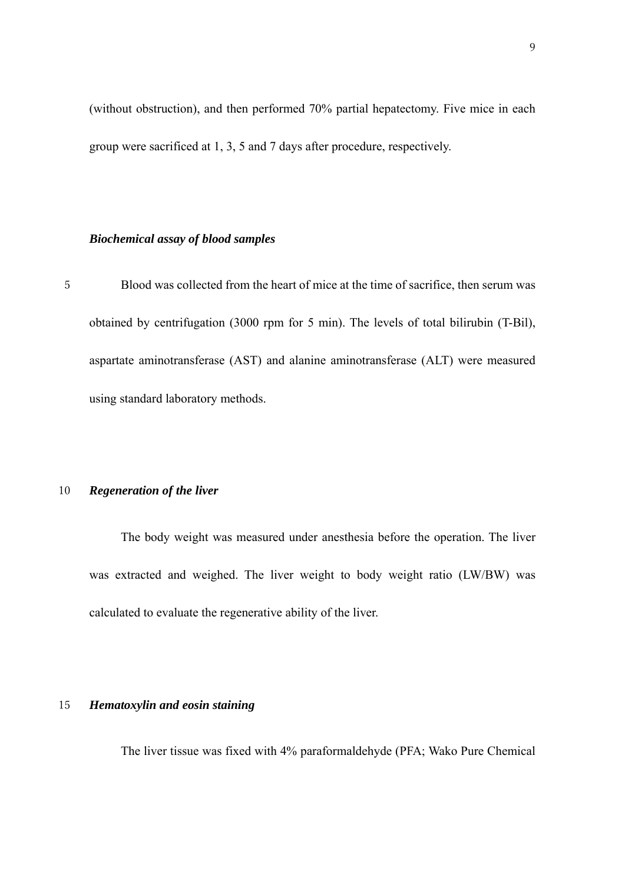(without obstruction), and then performed 70% partial hepatectomy. Five mice in each group were sacrificed at 1, 3, 5 and 7 days after procedure, respectively.

### *Biochemical assay of blood samples*

Blood was collected from the heart of mice at the time of sacrifice, then serum was obtained by centrifugation (3000 rpm for 5 min). The levels of total bilirubin (T-Bil), aspartate aminotransferase (AST) and alanine aminotransferase (ALT) were measured using standard laboratory methods.

### *Regeneration of the liver*

The body weight was measured under anesthesia before the operation. The liver was extracted and weighed. The liver weight to body weight ratio (LW/BW) was calculated to evaluate the regenerative ability of the liver.

### *Hematoxylin and eosin staining*

The liver tissue was fixed with 4% paraformaldehyde (PFA; Wako Pure Chemical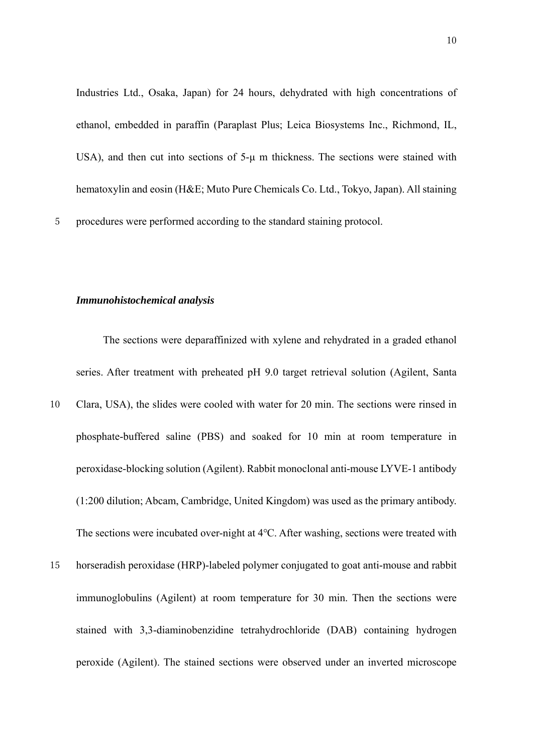Industries Ltd., Osaka, Japan) for 24 hours, dehydrated with high concentrations of ethanol, embedded in paraffin (Paraplast Plus; Leica Biosystems Inc., Richmond, IL, USA), and then cut into sections of 5-μ m thickness. The sections were stained with hematoxylin and eosin (H&E; Muto Pure Chemicals Co. Ltd., Tokyo, Japan). All staining procedures were performed according to the standard staining protocol.

### *Immunohistochemical analysis*

The sections were deparaffinized with xylene and rehydrated in a graded ethanol series. After treatment with preheated pH 9.0 target retrieval solution (Agilent, Santa Clara, USA), the slides were cooled with water for 20 min. The sections were rinsed in phosphate-buffered saline (PBS) and soaked for 10 min at room temperature in peroxidase-blocking solution (Agilent). Rabbit monoclonal anti-mouse LYVE-1 antibody (1:200 dilution; Abcam, Cambridge, United Kingdom) was used as the primary antibody. The sections were incubated over-night at 4°C. After washing, sections were treated with horseradish peroxidase (HRP)-labeled polymer conjugated to goat anti-mouse and rabbit immunoglobulins (Agilent) at room temperature for 30 min. Then the sections were stained with 3,3-diaminobenzidine tetrahydrochloride (DAB) containing hydrogen peroxide (Agilent). The stained sections were observed under an inverted microscope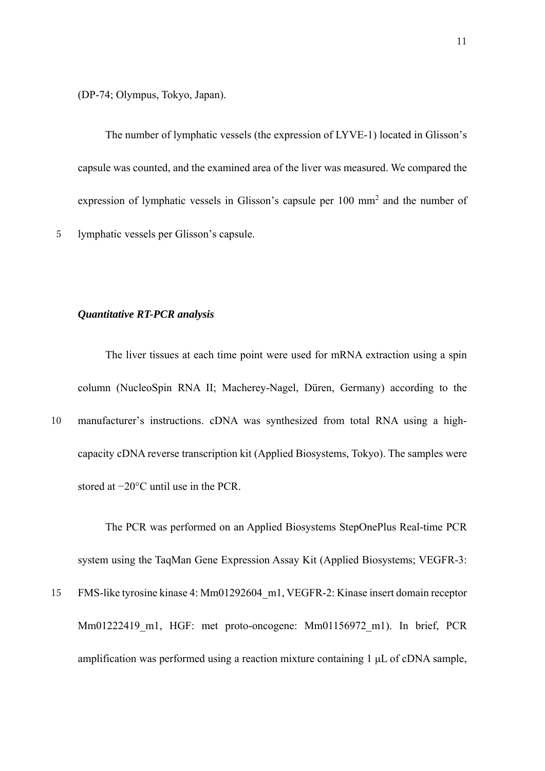(DP-74; Olympus, Tokyo, Japan).

The number of lymphatic vessels (the expression of LYVE-1) located in Glisson's capsule was counted, and the examined area of the liver was measured. We compared the expression of lymphatic vessels in Glisson's capsule per 100 $mm^2$ and the number of lymphatic vessels per Glisson's capsule.

### *Quantitative RT-PCR analysis*

The liver tissues at each time point were used for mRNA extraction using a spin column (NucleoSpin RNA II; Macherey-Nagel, Düren, Germany) according to the manufacturer's instructions. cDNA was synthesized from total RNA using a high-capacity cDNA reverse transcription kit (Applied Biosystems, Tokyo). The samples were stored at −20°C until use in the PCR.

The PCR was performed on an Applied Biosystems StepOnePlus Real-time PCR system using the TaqMan Gene Expression Assay Kit (Applied Biosystems; VEGFR-3: FMS-like tyrosine kinase 4: Mm01292604_m1, VEGFR-2: Kinase insert domain receptor Mm01222419_m1, HGF: met proto-oncogene: Mm01156972_m1). In brief, PCR amplification was performed using a reaction mixture containing 1 μL of cDNA sample,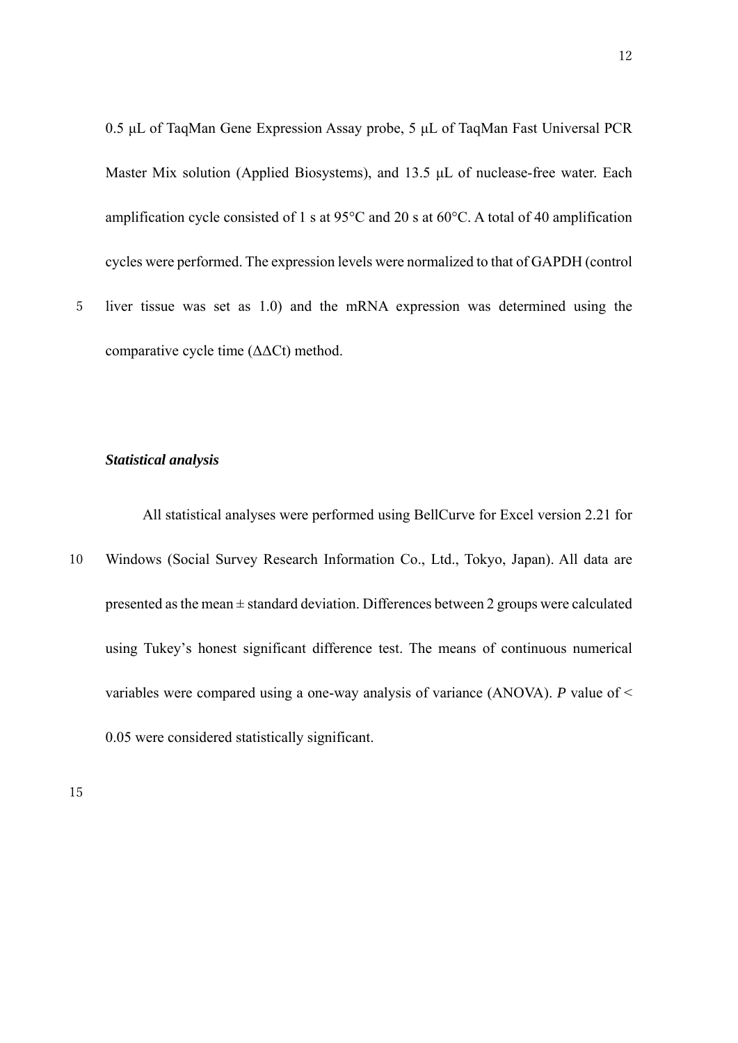0.5 μL of TaqMan Gene Expression Assay probe, 5 μL of TaqMan Fast Universal PCR Master Mix solution (Applied Biosystems), and 13.5 μL of nuclease-free water. Each amplification cycle consisted of 1 s at 95°C and 20 s at 60°C. A total of 40 amplification cycles were performed. The expression levels were normalized to that of GAPDH (control liver tissue was set as 1.0) and the mRNA expression was determined using the comparative cycle time (ΔΔCt) method.

***Statistical analysis***

All statistical analyses were performed using BellCurve for Excel version 2.21 for Windows (Social Survey Research Information Co., Ltd., Tokyo, Japan). All data are presented as the mean ± standard deviation. Differences between 2 groups were calculated using Tukey's honest significant difference test. The means of continuous numerical variables were compared using a one-way analysis of variance (ANOVA). $P$ value of $< 0.05$ were considered statistically significant.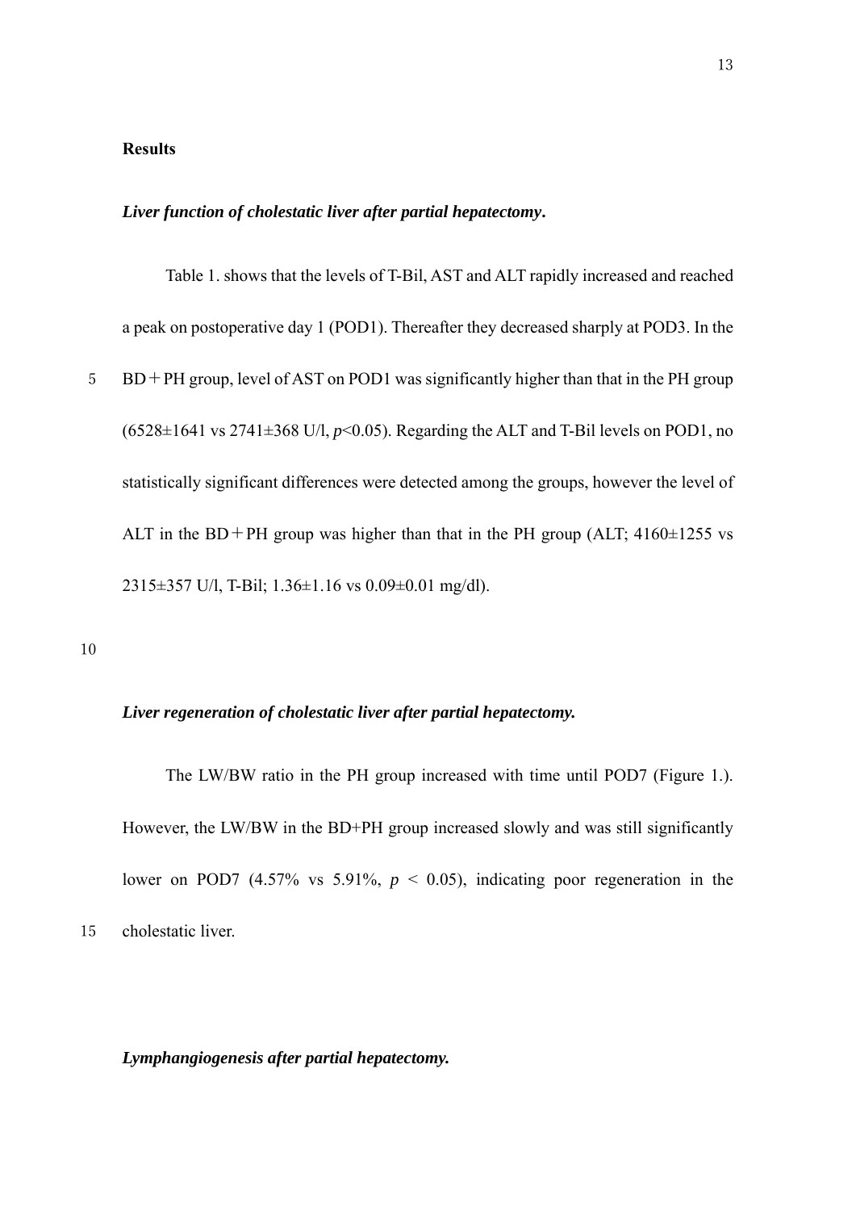**Results**

***Liver function of cholestatic liver after partial hepatectomy.***

Table 1. shows that the levels of T-Bil, AST and ALT rapidly increased and reached a peak on postoperative day 1 (POD1). Thereafter they decreased sharply at POD3. In the BD＋PH group, level of AST on POD1 was significantly higher than that in the PH group (6528±1641 vs 2741±368 U/l, $p$<0.05). Regarding the ALT and T-Bil levels on POD1, no statistically significant differences were detected among the groups, however the level of ALT in the BD＋PH group was higher than that in the PH group (ALT; 4160±1255 vs 2315±357 U/l, T-Bil; 1.36±1.16 vs 0.09±0.01 mg/dl).

***Liver regeneration of cholestatic liver after partial hepatectomy.***

The LW/BW ratio in the PH group increased with time until POD7 (Figure 1.). However, the LW/BW in the BD+PH group increased slowly and was still significantly lower on POD7 (4.57% vs 5.91%, $p$ < 0.05), indicating poor regeneration in the cholestatic liver.

***Lymphangiogenesis after partial hepatectomy.***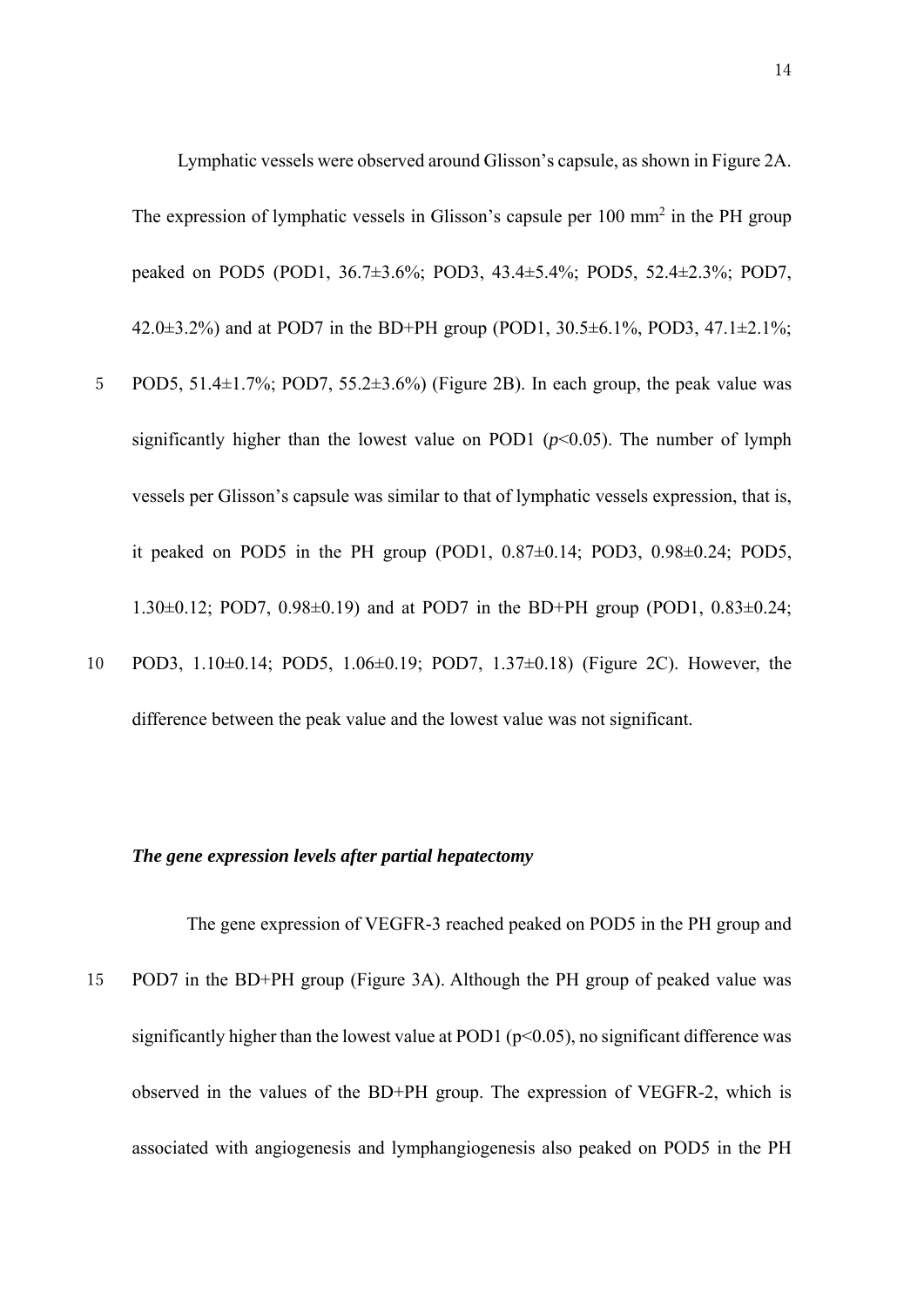Lymphatic vessels were observed around Glisson's capsule, as shown in Figure 2A. The expression of lymphatic vessels in Glisson's capsule per 100 mm$^2$ in the PH group peaked on POD5 (POD1, 36.7±3.6%; POD3, 43.4±5.4%; POD5, 52.4±2.3%; POD7, 42.0±3.2%) and at POD7 in the BD+PH group (POD1, 30.5±6.1%, POD3, 47.1±2.1%; POD5, 51.4±1.7%; POD7, 55.2±3.6%) (Figure 2B). In each group, the peak value was significantly higher than the lowest value on POD1 ($p<0.05$). The number of lymph vessels per Glisson's capsule was similar to that of lymphatic vessels expression, that is, it peaked on POD5 in the PH group (POD1, 0.87±0.14; POD3, 0.98±0.24; POD5, 1.30±0.12; POD7, 0.98±0.19) and at POD7 in the BD+PH group (POD1, 0.83±0.24; POD3, 1.10±0.14; POD5, 1.06±0.19; POD7, 1.37±0.18) (Figure 2C). However, the difference between the peak value and the lowest value was not significant.

***The gene expression levels after partial hepatectomy***

The gene expression of VEGFR-3 reached peaked on POD5 in the PH group and POD7 in the BD+PH group (Figure 3A). Although the PH group of peaked value was significantly higher than the lowest value at POD1 ($p<0.05$), no significant difference was observed in the values of the BD+PH group. The expression of VEGFR-2, which is associated with angiogenesis and lymphangiogenesis also peaked on POD5 in the PH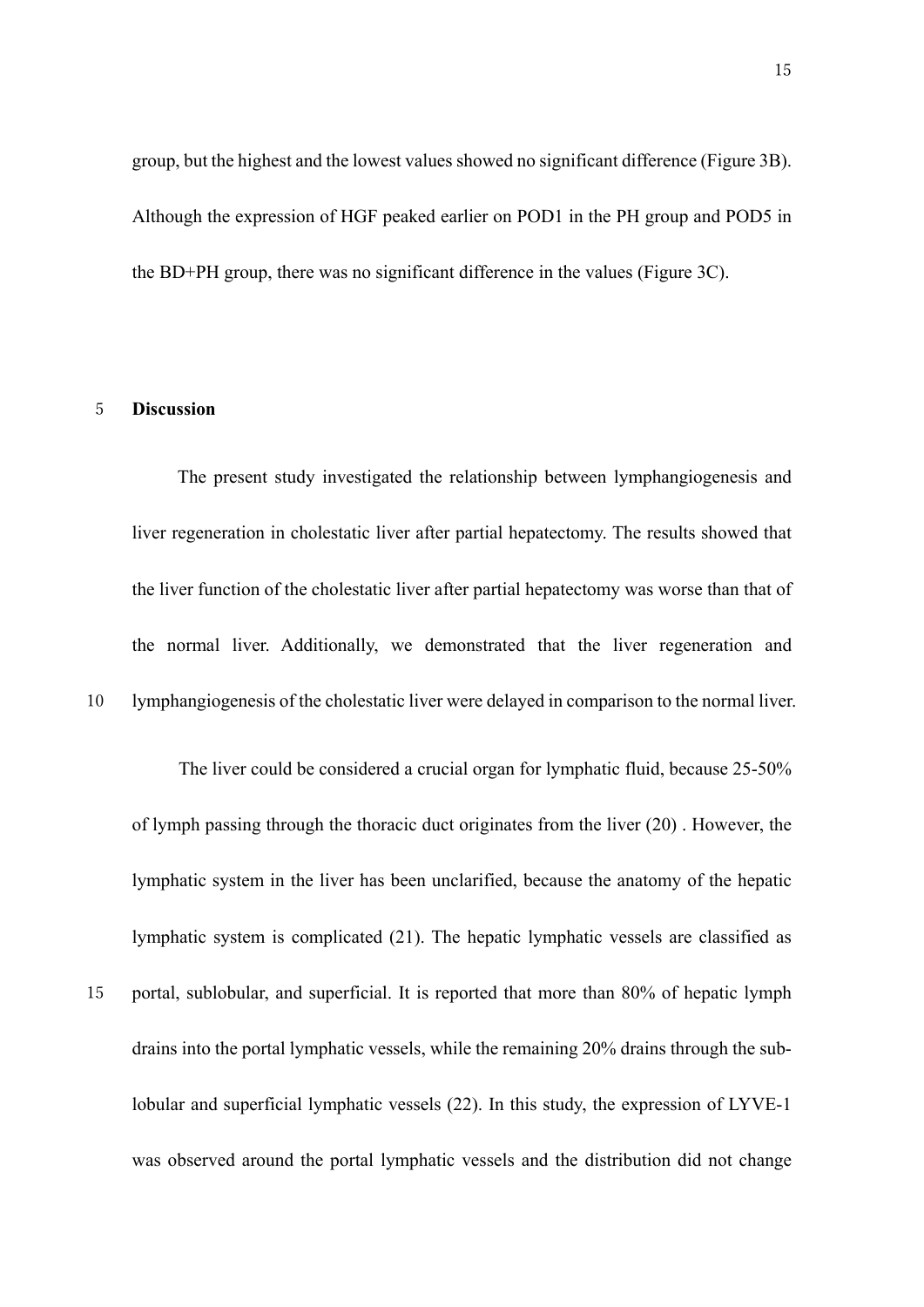group, but the highest and the lowest values showed no significant difference (Figure 3B). Although the expression of HGF peaked earlier on POD1 in the PH group and POD5 in the BD+PH group, there was no significant difference in the values (Figure 3C).

## Discussion

The present study investigated the relationship between lymphangiogenesis and liver regeneration in cholestatic liver after partial hepatectomy. The results showed that the liver function of the cholestatic liver after partial hepatectomy was worse than that of the normal liver. Additionally, we demonstrated that the liver regeneration and lymphangiogenesis of the cholestatic liver were delayed in comparison to the normal liver.

The liver could be considered a crucial organ for lymphatic fluid, because 25-50% of lymph passing through the thoracic duct originates from the liver (20) . However, the lymphatic system in the liver has been unclarified, because the anatomy of the hepatic lymphatic system is complicated (21). The hepatic lymphatic vessels are classified as portal, sublobular, and superficial. It is reported that more than 80% of hepatic lymph drains into the portal lymphatic vessels, while the remaining 20% drains through the sub-lobular and superficial lymphatic vessels (22). In this study, the expression of LYVE-1 was observed around the portal lymphatic vessels and the distribution did not change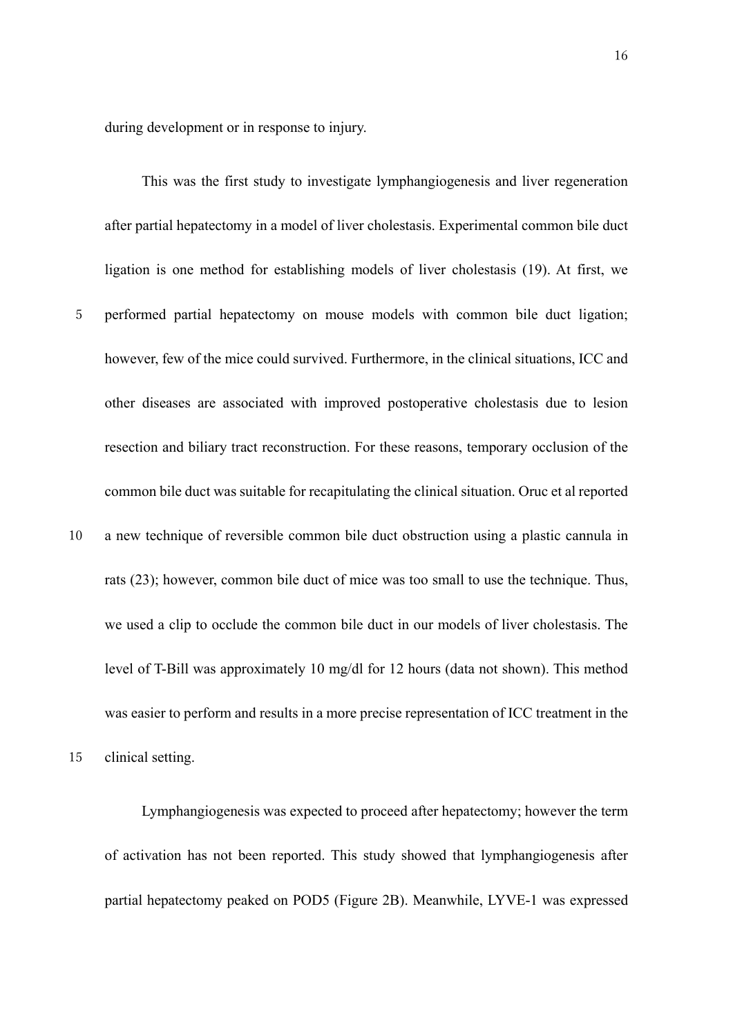during development or in response to injury.

This was the first study to investigate lymphangiogenesis and liver regeneration after partial hepatectomy in a model of liver cholestasis. Experimental common bile duct ligation is one method for establishing models of liver cholestasis (19). At first, we performed partial hepatectomy on mouse models with common bile duct ligation; however, few of the mice could survived. Furthermore, in the clinical situations, ICC and other diseases are associated with improved postoperative cholestasis due to lesion resection and biliary tract reconstruction. For these reasons, temporary occlusion of the common bile duct was suitable for recapitulating the clinical situation. Oruc et al reported a new technique of reversible common bile duct obstruction using a plastic cannula in rats (23); however, common bile duct of mice was too small to use the technique. Thus, we used a clip to occlude the common bile duct in our models of liver cholestasis. The level of T-Bill was approximately 10 mg/dl for 12 hours (data not shown). This method was easier to perform and results in a more precise representation of ICC treatment in the clinical setting.

Lymphangiogenesis was expected to proceed after hepatectomy; however the term of activation has not been reported. This study showed that lymphangiogenesis after partial hepatectomy peaked on POD5 (Figure 2B). Meanwhile, LYVE-1 was expressed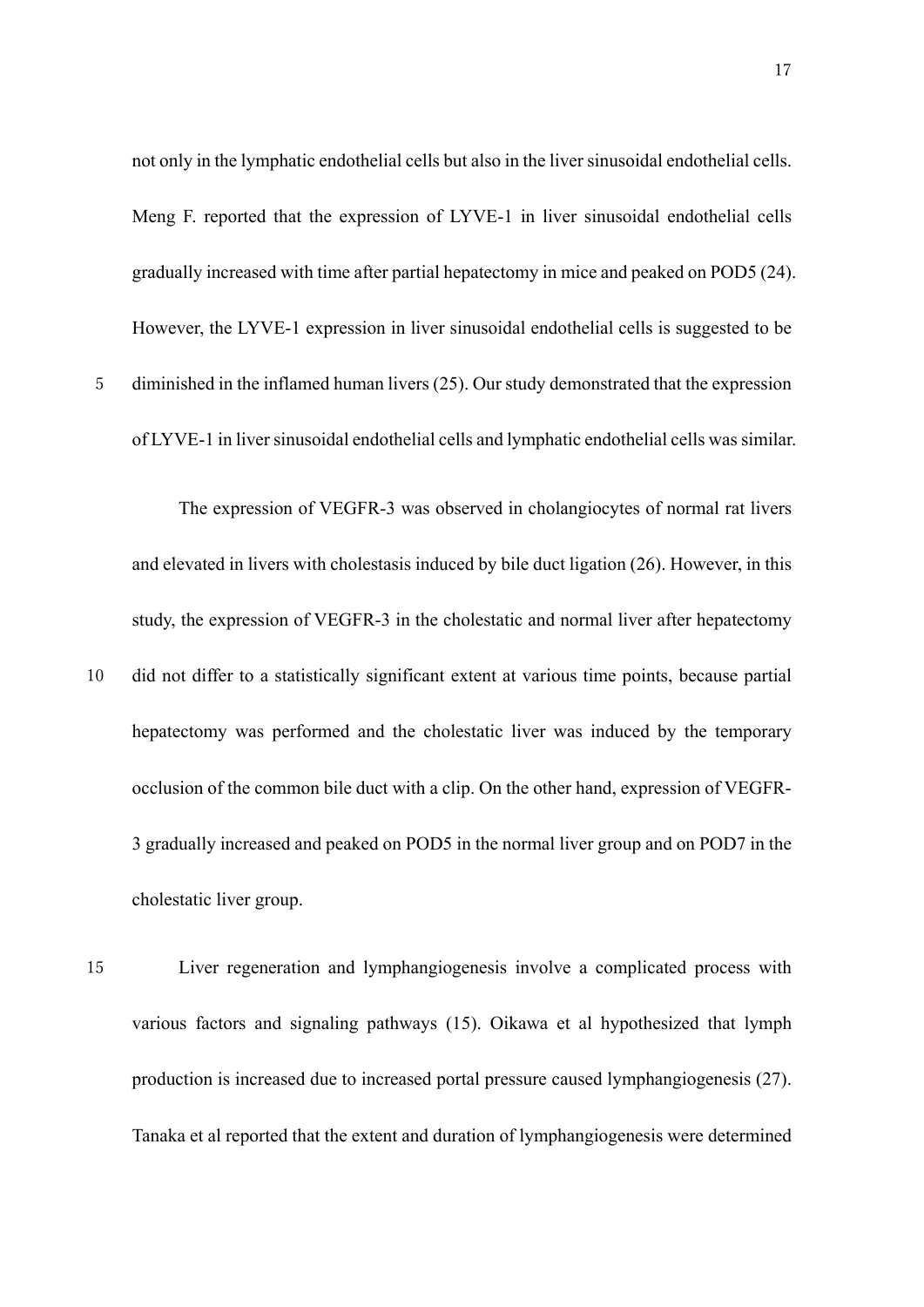not only in the lymphatic endothelial cells but also in the liver sinusoidal endothelial cells. Meng F. reported that the expression of LYVE-1 in liver sinusoidal endothelial cells gradually increased with time after partial hepatectomy in mice and peaked on POD5 (24). However, the LYVE-1 expression in liver sinusoidal endothelial cells is suggested to be diminished in the inflamed human livers (25). Our study demonstrated that the expression of LYVE-1 in liver sinusoidal endothelial cells and lymphatic endothelial cells was similar.

The expression of VEGFR-3 was observed in cholangiocytes of normal rat livers and elevated in livers with cholestasis induced by bile duct ligation (26). However, in this study, the expression of VEGFR-3 in the cholestatic and normal liver after hepatectomy did not differ to a statistically significant extent at various time points, because partial hepatectomy was performed and the cholestatic liver was induced by the temporary occlusion of the common bile duct with a clip. On the other hand, expression of VEGFR-3 gradually increased and peaked on POD5 in the normal liver group and on POD7 in the cholestatic liver group.

Liver regeneration and lymphangiogenesis involve a complicated process with various factors and signaling pathways (15). Oikawa et al hypothesized that lymph production is increased due to increased portal pressure caused lymphangiogenesis (27). Tanaka et al reported that the extent and duration of lymphangiogenesis were determined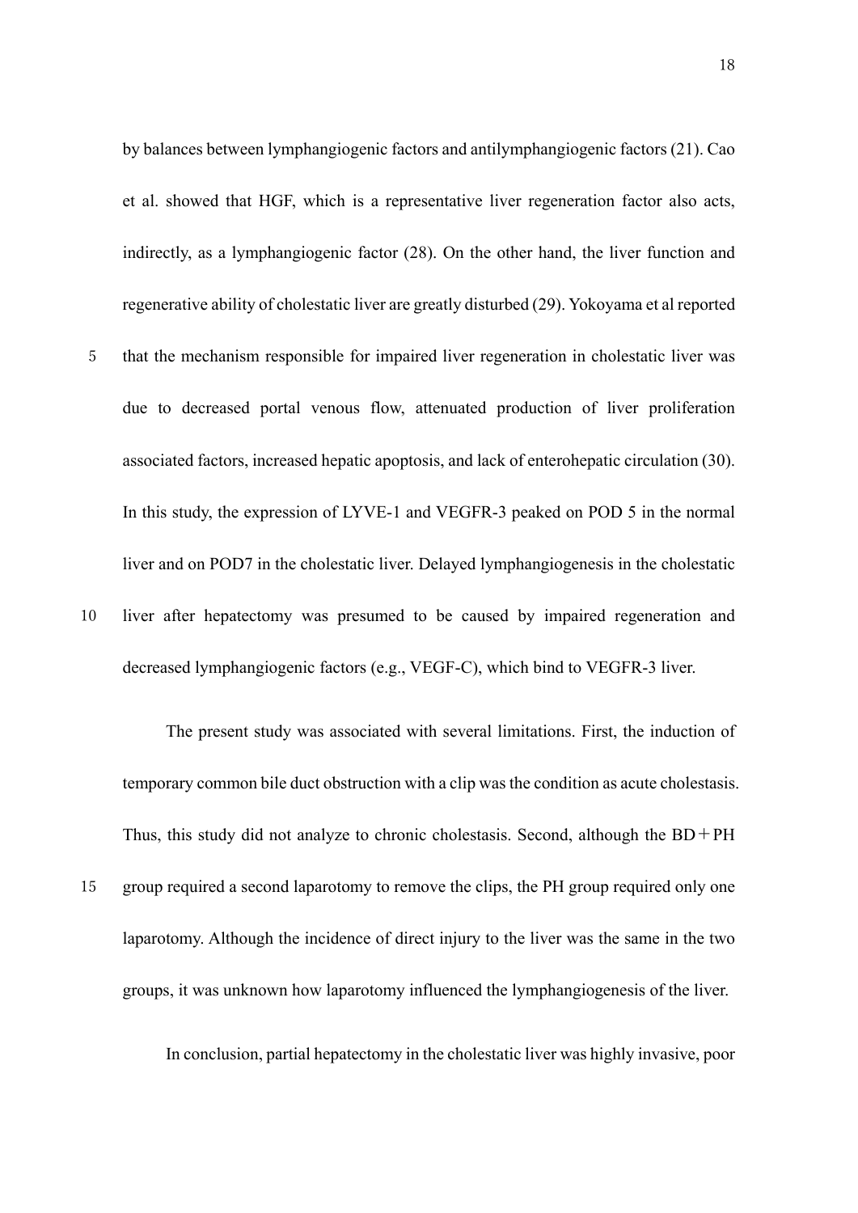by balances between lymphangiogenic factors and antilymphangiogenic factors (21). Cao et al. showed that HGF, which is a representative liver regeneration factor also acts, indirectly, as a lymphangiogenic factor (28). On the other hand, the liver function and regenerative ability of cholestatic liver are greatly disturbed (29). Yokoyama et al reported that the mechanism responsible for impaired liver regeneration in cholestatic liver was due to decreased portal venous flow, attenuated production of liver proliferation associated factors, increased hepatic apoptosis, and lack of enterohepatic circulation (30). In this study, the expression of LYVE-1 and VEGFR-3 peaked on POD 5 in the normal liver and on POD7 in the cholestatic liver. Delayed lymphangiogenesis in the cholestatic liver after hepatectomy was presumed to be caused by impaired regeneration and decreased lymphangiogenic factors (e.g., VEGF-C), which bind to VEGFR-3 liver.

The present study was associated with several limitations. First, the induction of temporary common bile duct obstruction with a clip was the condition as acute cholestasis. Thus, this study did not analyze to chronic cholestasis. Second, although the BD＋PH group required a second laparotomy to remove the clips, the PH group required only one laparotomy. Although the incidence of direct injury to the liver was the same in the two groups, it was unknown how laparotomy influenced the lymphangiogenesis of the liver.

In conclusion, partial hepatectomy in the cholestatic liver was highly invasive, poor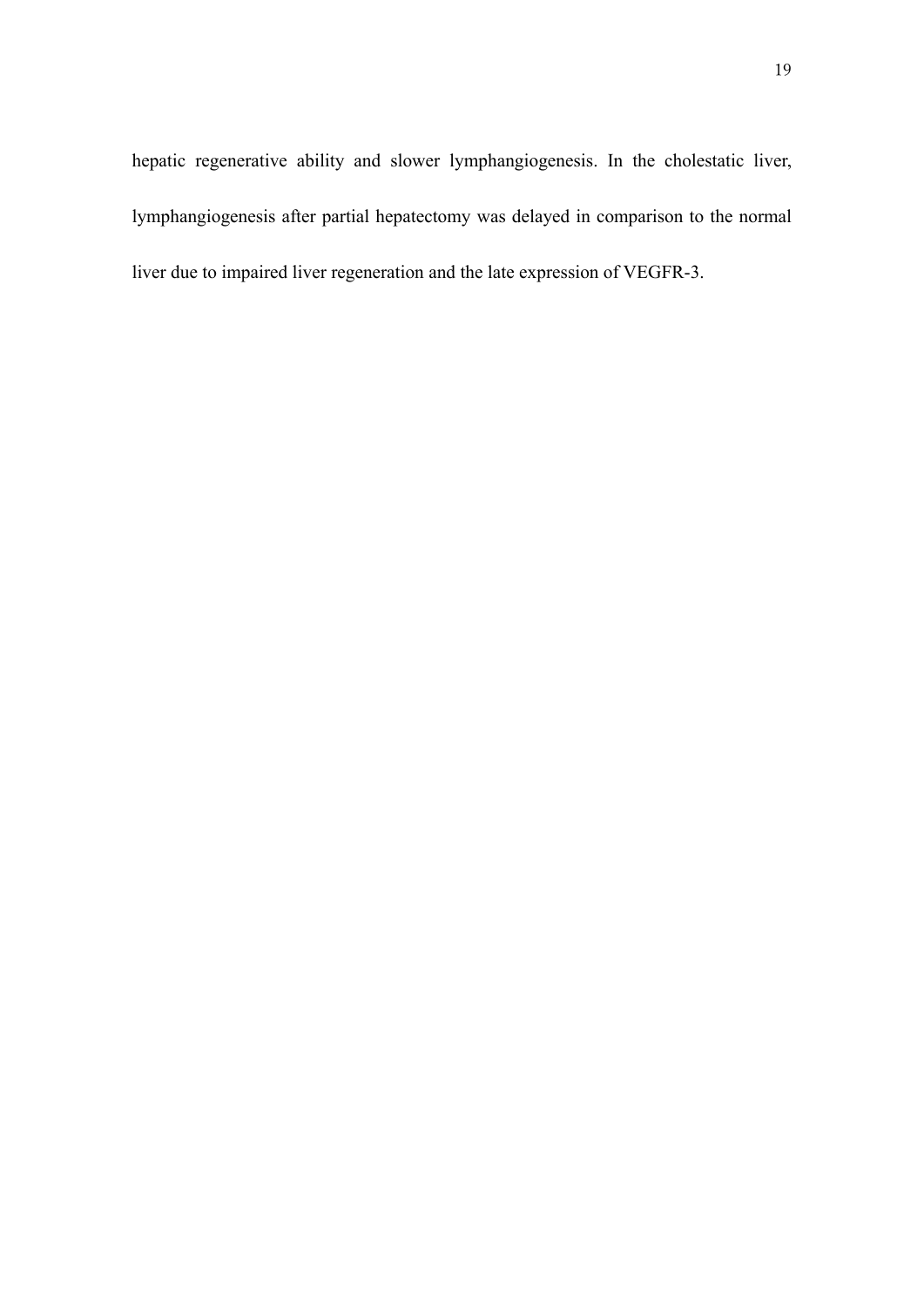hepatic regenerative ability and slower lymphangiogenesis. In the cholestatic liver, lymphangiogenesis after partial hepatectomy was delayed in comparison to the normal liver due to impaired liver regeneration and the late expression of VEGFR-3.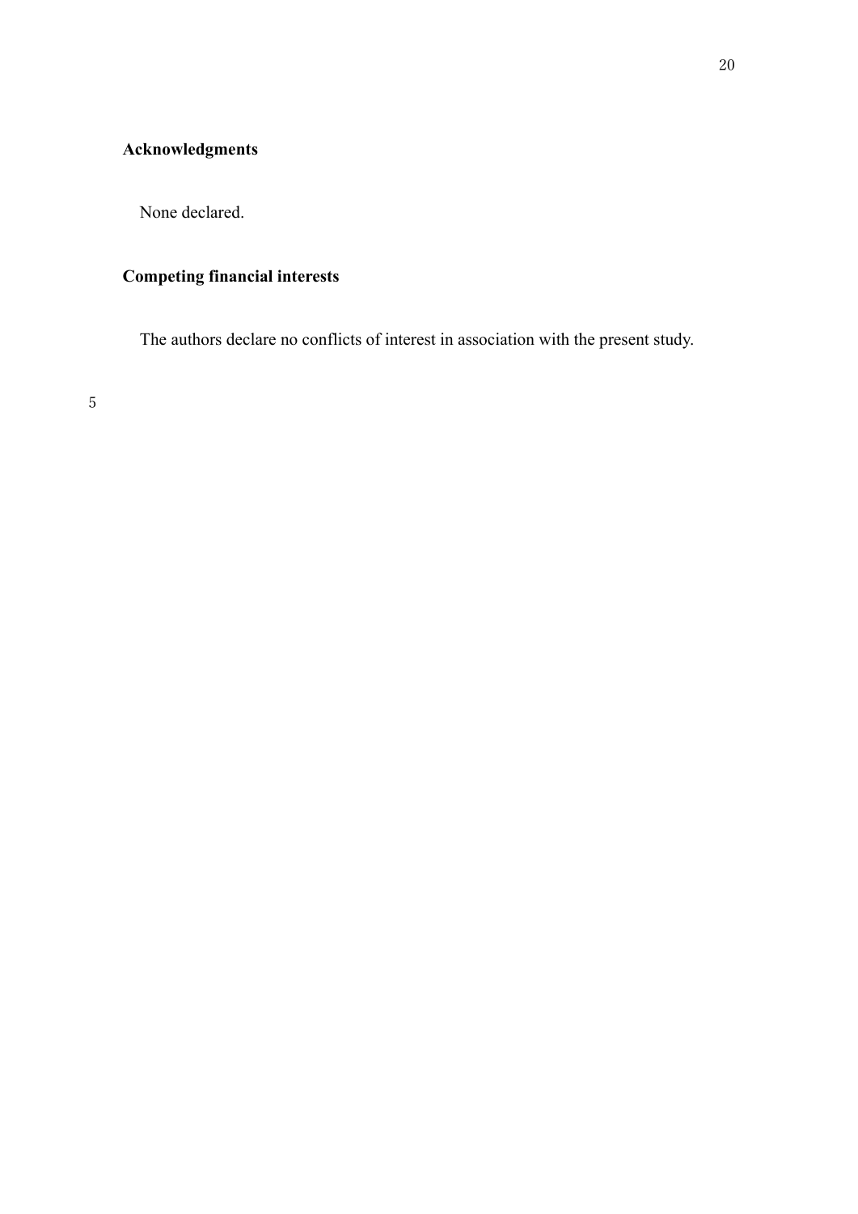## Acknowledgments

None declared.

## Competing financial interests

The authors declare no conflicts of interest in association with the present study.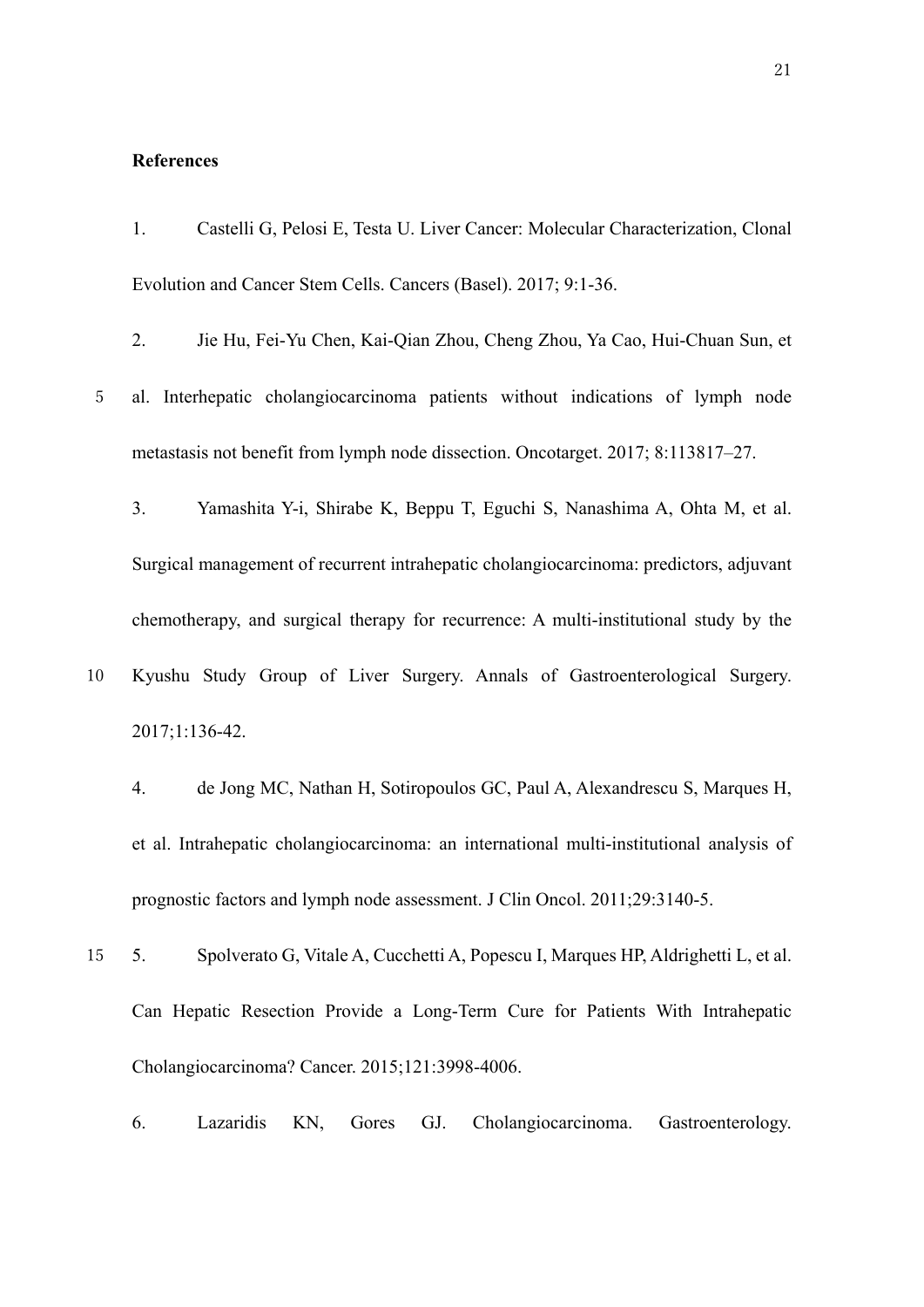**References**

1. Castelli G, Pelosi E, Testa U. Liver Cancer: Molecular Characterization, Clonal Evolution and Cancer Stem Cells. Cancers (Basel). 2017; 9:1-36.

2. Jie Hu, Fei-Yu Chen, Kai-Qian Zhou, Cheng Zhou, Ya Cao, Hui-Chuan Sun, et al. Interhepatic cholangiocarcinoma patients without indications of lymph node metastasis not benefit from lymph node dissection. Oncotarget. 2017; 8:113817–27.

3. Yamashita Y-i, Shirabe K, Beppu T, Eguchi S, Nanashima A, Ohta M, et al. Surgical management of recurrent intrahepatic cholangiocarcinoma: predictors, adjuvant chemotherapy, and surgical therapy for recurrence: A multi-institutional study by the Kyushu Study Group of Liver Surgery. Annals of Gastroenterological Surgery. 2017;1:136-42.

4. de Jong MC, Nathan H, Sotiropoulos GC, Paul A, Alexandrescu S, Marques H, et al. Intrahepatic cholangiocarcinoma: an international multi-institutional analysis of prognostic factors and lymph node assessment. J Clin Oncol. 2011;29:3140-5.

5. Spolverato G, Vitale A, Cucchetti A, Popescu I, Marques HP, Aldrighetti L, et al. Can Hepatic Resection Provide a Long-Term Cure for Patients With Intrahepatic Cholangiocarcinoma? Cancer. 2015;121:3998-4006.

6. Lazaridis KN, Gores GJ. Cholangiocarcinoma. Gastroenterology.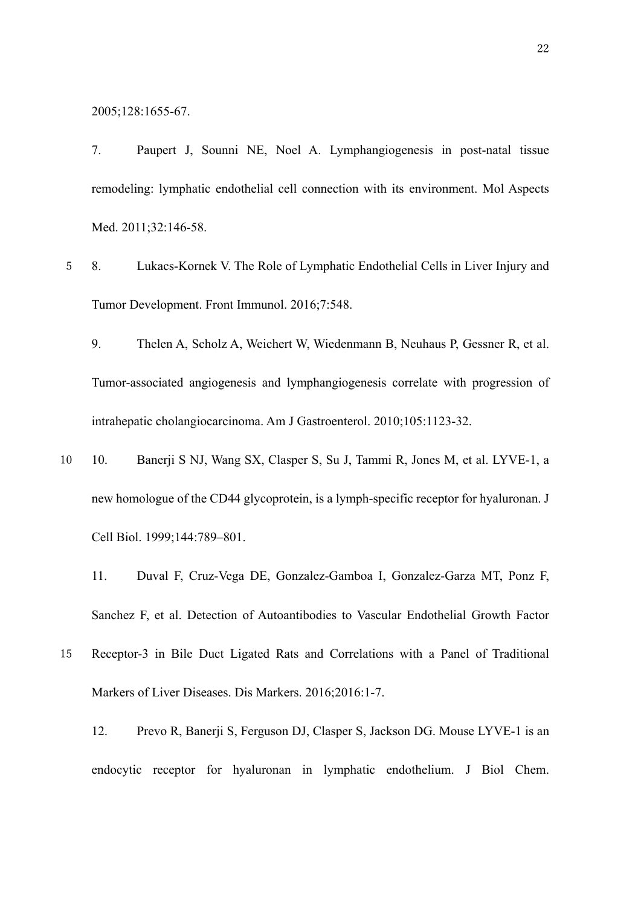2005;128:1655-67.

7. Paupert J, Sounni NE, Noel A. Lymphangiogenesis in post-natal tissue remodeling: lymphatic endothelial cell connection with its environment. Mol Aspects Med. 2011;32:146-58.

8. Lukacs-Kornek V. The Role of Lymphatic Endothelial Cells in Liver Injury and Tumor Development. Front Immunol. 2016;7:548.

9. Thelen A, Scholz A, Weichert W, Wiedenmann B, Neuhaus P, Gessner R, et al. Tumor-associated angiogenesis and lymphangiogenesis correlate with progression of intrahepatic cholangiocarcinoma. Am J Gastroenterol. 2010;105:1123-32.

10. Banerji S NJ, Wang SX, Clasper S, Su J, Tammi R, Jones M, et al. LYVE-1, a new homologue of the CD44 glycoprotein, is a lymph-specific receptor for hyaluronan. J Cell Biol. 1999;144:789–801.

11. Duval F, Cruz-Vega DE, Gonzalez-Gamboa I, Gonzalez-Garza MT, Ponz F, Sanchez F, et al. Detection of Autoantibodies to Vascular Endothelial Growth Factor Receptor-3 in Bile Duct Ligated Rats and Correlations with a Panel of Traditional Markers of Liver Diseases. Dis Markers. 2016;2016:1-7.

12. Prevo R, Banerji S, Ferguson DJ, Clasper S, Jackson DG. Mouse LYVE-1 is an endocytic receptor for hyaluronan in lymphatic endothelium. J Biol Chem.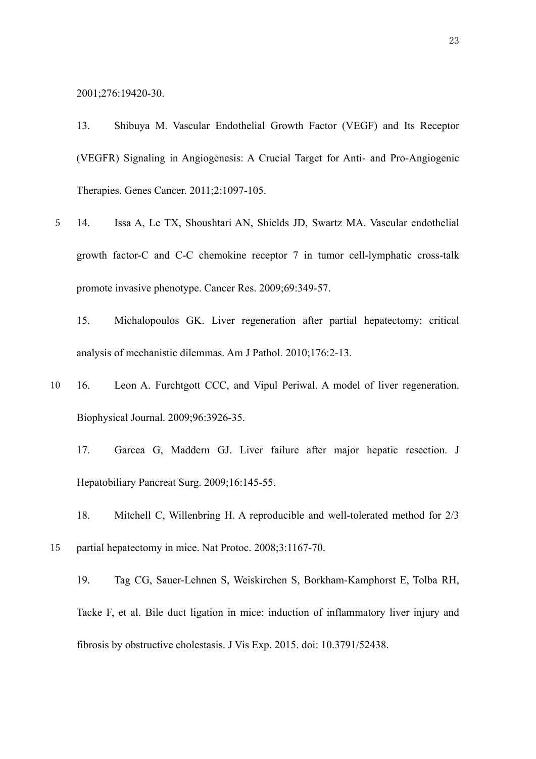2001;276:19420-30.

13. Shibuya M. Vascular Endothelial Growth Factor (VEGF) and Its Receptor (VEGFR) Signaling in Angiogenesis: A Crucial Target for Anti- and Pro-Angiogenic Therapies. Genes Cancer. 2011;2:1097-105.

14. Issa A, Le TX, Shoushtari AN, Shields JD, Swartz MA. Vascular endothelial growth factor-C and C-C chemokine receptor 7 in tumor cell-lymphatic cross-talk promote invasive phenotype. Cancer Res. 2009;69:349-57.

15. Michalopoulos GK. Liver regeneration after partial hepatectomy: critical analysis of mechanistic dilemmas. Am J Pathol. 2010;176:2-13.

16. Leon A. Furchtgott CCC, and Vipul Periwal. A model of liver regeneration. Biophysical Journal. 2009;96:3926-35.

17. Garcea G, Maddern GJ. Liver failure after major hepatic resection. J Hepatobiliary Pancreat Surg. 2009;16:145-55.

18. Mitchell C, Willenbring H. A reproducible and well-tolerated method for 2/3 partial hepatectomy in mice. Nat Protoc. 2008;3:1167-70.

19. Tag CG, Sauer-Lehnen S, Weiskirchen S, Borkham-Kamphorst E, Tolba RH, Tacke F, et al. Bile duct ligation in mice: induction of inflammatory liver injury and fibrosis by obstructive cholestasis. J Vis Exp. 2015. doi: 10.3791/52438.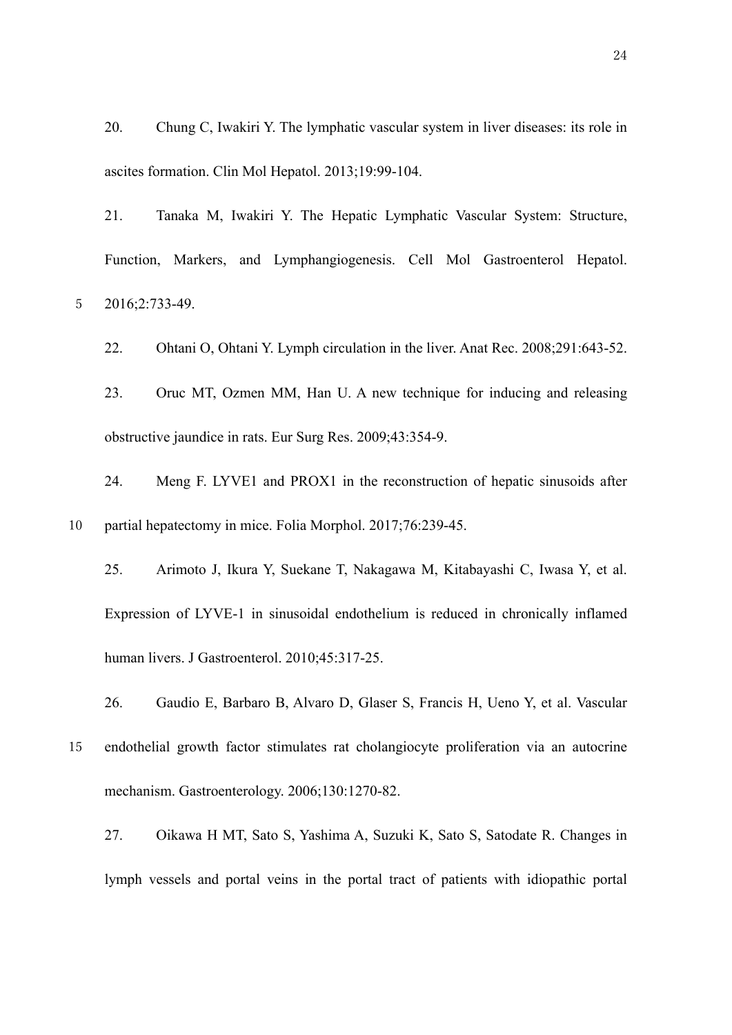20. Chung C, Iwakiri Y. The lymphatic vascular system in liver diseases: its role in ascites formation. Clin Mol Hepatol. 2013;19:99-104.

21. Tanaka M, Iwakiri Y. The Hepatic Lymphatic Vascular System: Structure, Function, Markers, and Lymphangiogenesis. Cell Mol Gastroenterol Hepatol. 2016;2:733-49.

22. Ohtani O, Ohtani Y. Lymph circulation in the liver. Anat Rec. 2008;291:643-52.

23. Oruc MT, Ozmen MM, Han U. A new technique for inducing and releasing obstructive jaundice in rats. Eur Surg Res. 2009;43:354-9.

24. Meng F. LYVE1 and PROX1 in the reconstruction of hepatic sinusoids after partial hepatectomy in mice. Folia Morphol. 2017;76:239-45.

25. Arimoto J, Ikura Y, Suekane T, Nakagawa M, Kitabayashi C, Iwasa Y, et al. Expression of LYVE-1 in sinusoidal endothelium is reduced in chronically inflamed human livers. J Gastroenterol. 2010;45:317-25.

26. Gaudio E, Barbaro B, Alvaro D, Glaser S, Francis H, Ueno Y, et al. Vascular endothelial growth factor stimulates rat cholangiocyte proliferation via an autocrine mechanism. Gastroenterology. 2006;130:1270-82.

27. Oikawa H MT, Sato S, Yashima A, Suzuki K, Sato S, Satodate R. Changes in lymph vessels and portal veins in the portal tract of patients with idiopathic portal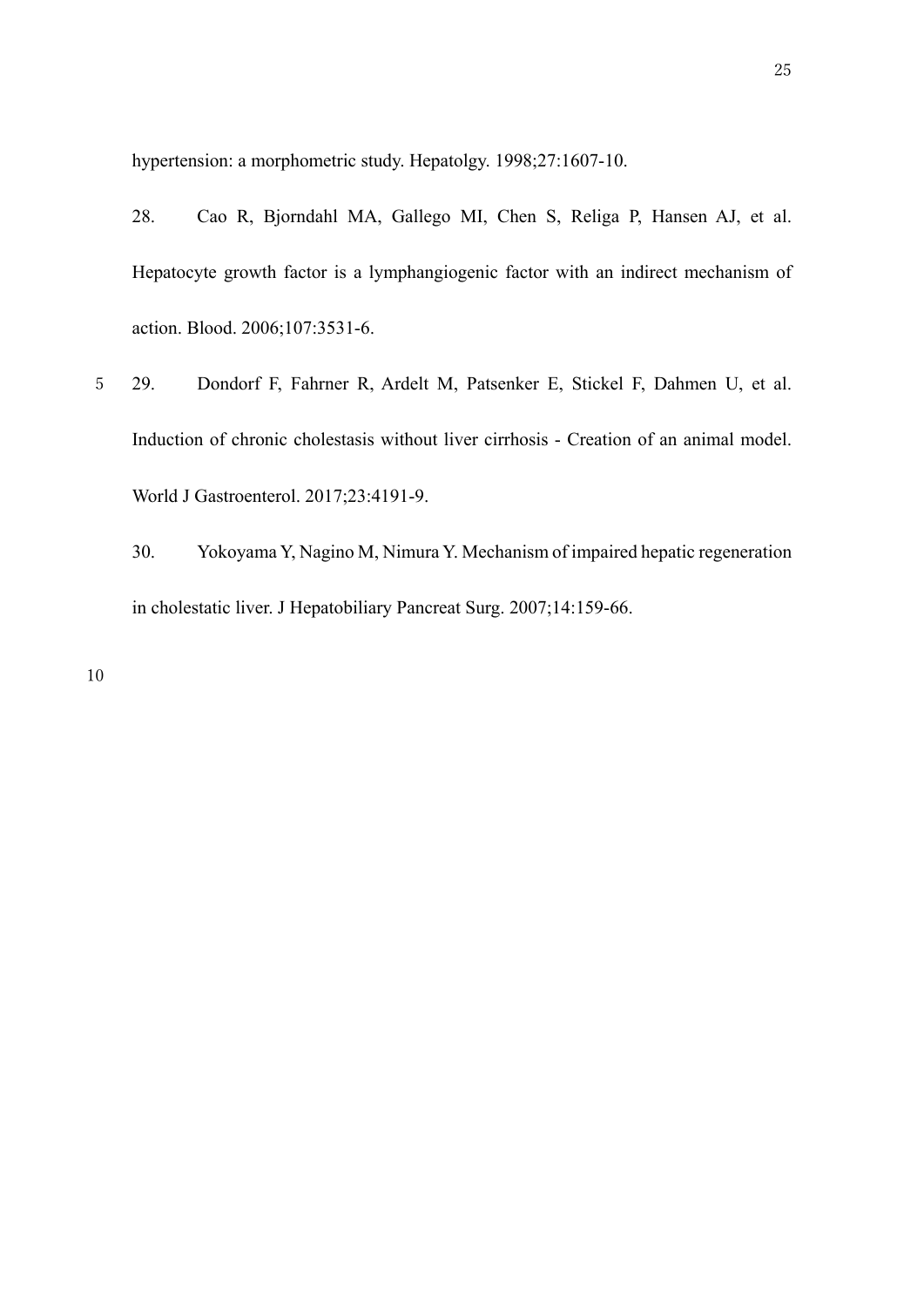hypertension: a morphometric study. Hepatolgy. 1998;27:1607-10.

28. Cao R, Bjorndahl MA, Gallego MI, Chen S, Religa P, Hansen AJ, et al. Hepatocyte growth factor is a lymphangiogenic factor with an indirect mechanism of action. Blood. 2006;107:3531-6.

29. Dondorf F, Fahrner R, Ardelt M, Patsenker E, Stickel F, Dahmen U, et al. Induction of chronic cholestasis without liver cirrhosis - Creation of an animal model. World J Gastroenterol. 2017;23:4191-9.

30. Yokoyama Y, Nagino M, Nimura Y. Mechanism of impaired hepatic regeneration in cholestatic liver. J Hepatobiliary Pancreat Surg. 2007;14:159-66.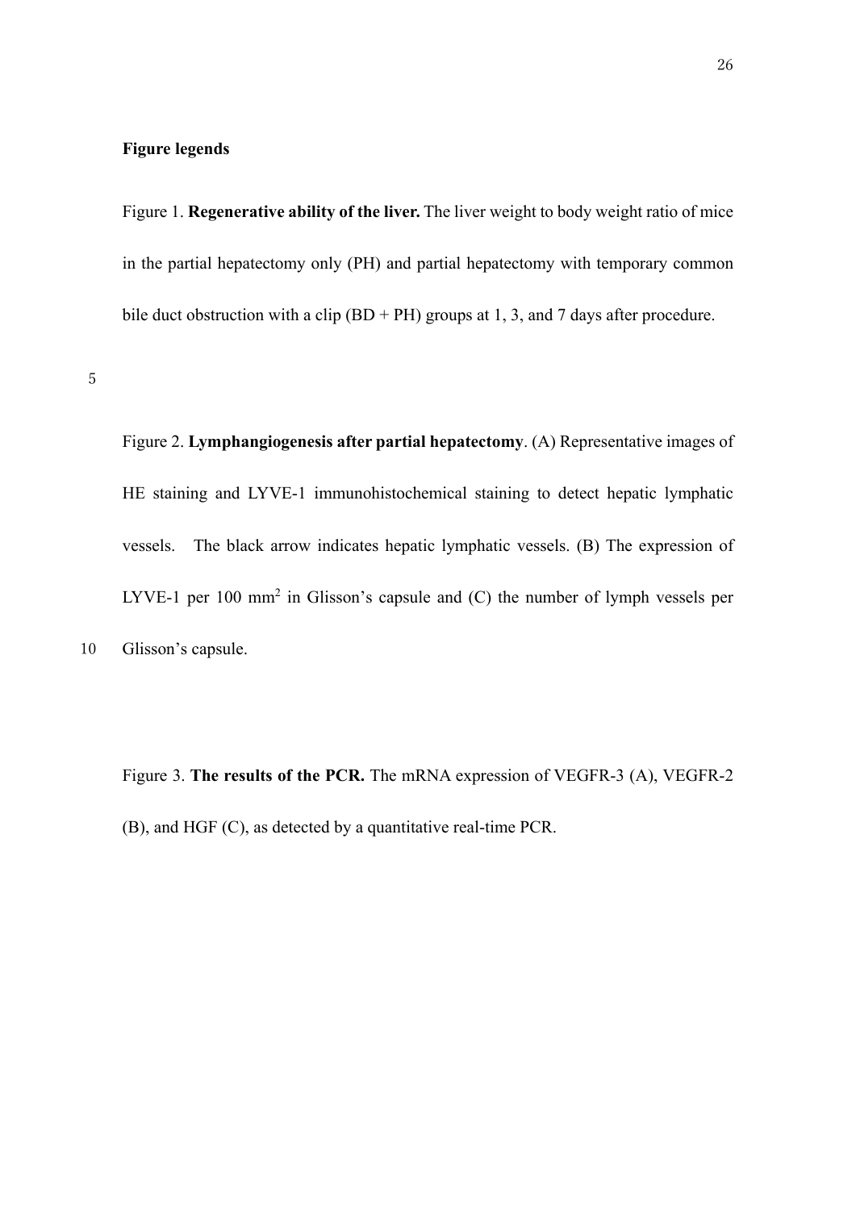**Figure legends**

Figure 1. **Regenerative ability of the liver.** The liver weight to body weight ratio of mice in the partial hepatectomy only (PH) and partial hepatectomy with temporary common bile duct obstruction with a clip (BD + PH) groups at 1, 3, and 7 days after procedure.

Figure 2. **Lymphangiogenesis after partial hepatectomy**. (A) Representative images of HE staining and LYVE-1 immunohistochemical staining to detect hepatic lymphatic vessels. The black arrow indicates hepatic lymphatic vessels. (B) The expression of LYVE-1 per 100 $mm^2$ in Glisson's capsule and (C) the number of lymph vessels per Glisson's capsule.

Figure 3. **The results of the PCR.** The mRNA expression of VEGFR-3 (A), VEGFR-2 (B), and HGF (C), as detected by a quantitative real-time PCR.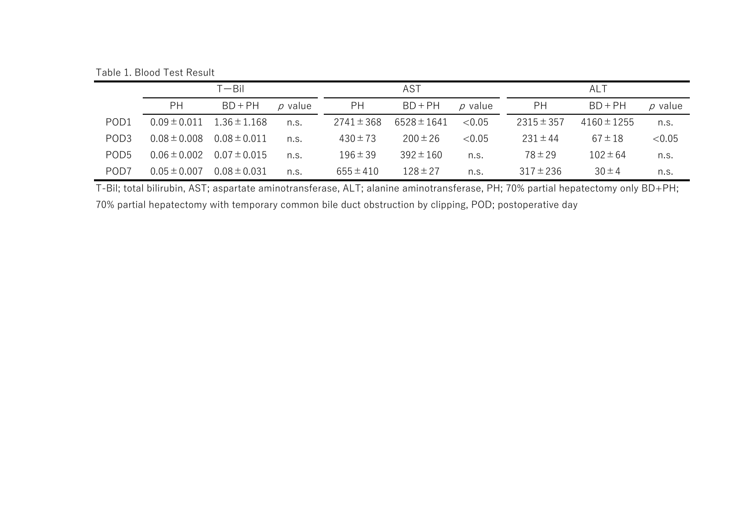Table 1. Blood Test Result

| | T−Bil | | | AST | | | ALT | | |
|---|---|---|---|---|---|---|---|---|---|
| | PH | BD+PH | $p$ value | PH | BD+PH | $p$ value | PH | BD+PH | $p$ value |
| POD1 | 0.09±0.011 | 1.36±1.168 | n.s. | 2741±368 | 6528±1641 | <0.05 | 2315±357 | 4160±1255 | n.s. |
| POD3 | 0.08±0.008 | 0.08±0.011 | n.s. | 430±73 | 200±26 | <0.05 | 231±44 | 67±18 | <0.05 |
| POD5 | 0.06±0.002 | 0.07±0.015 | n.s. | 196±39 | 392±160 | n.s. | 78±29 | 102±64 | n.s. |
| POD7 | 0.05±0.007 | 0.08±0.031 | n.s. | 655±410 | 128±27 | n.s. | 317±236 | 30±4 | n.s. |

T-Bil; total bilirubin, AST; aspartate aminotransferase, ALT; alanine aminotransferase, PH; 70% partial hepatectomy only BD+PH; 70% partial hepatectomy with temporary common bile duct obstruction by clipping, POD; postoperative day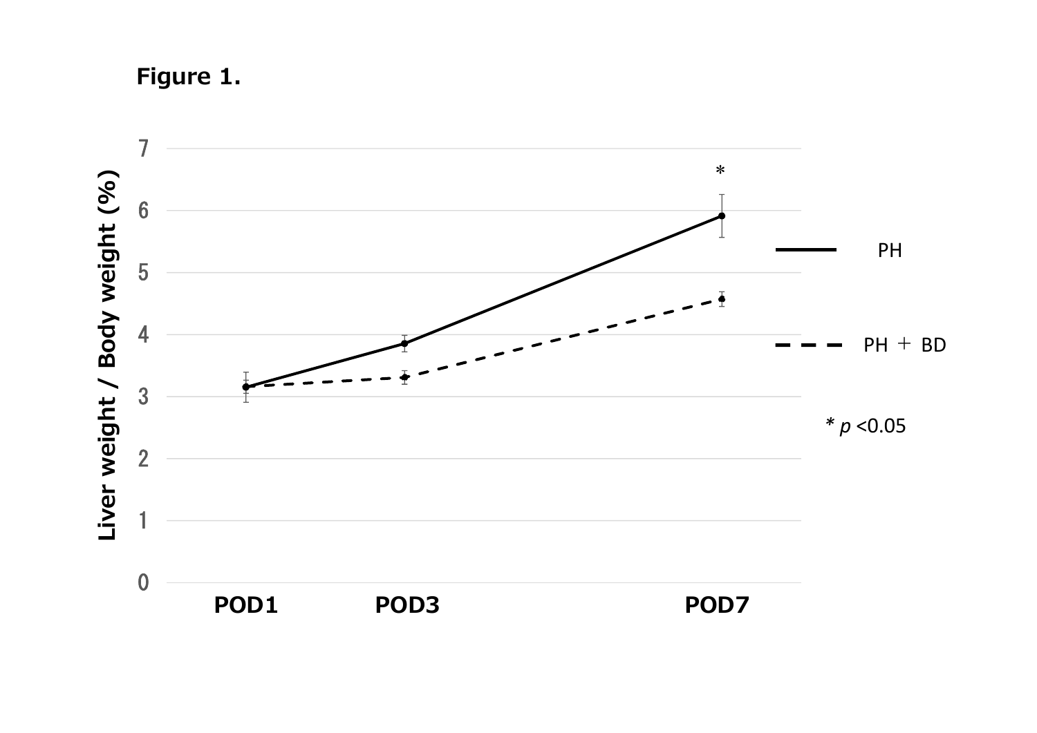**Figure 1.**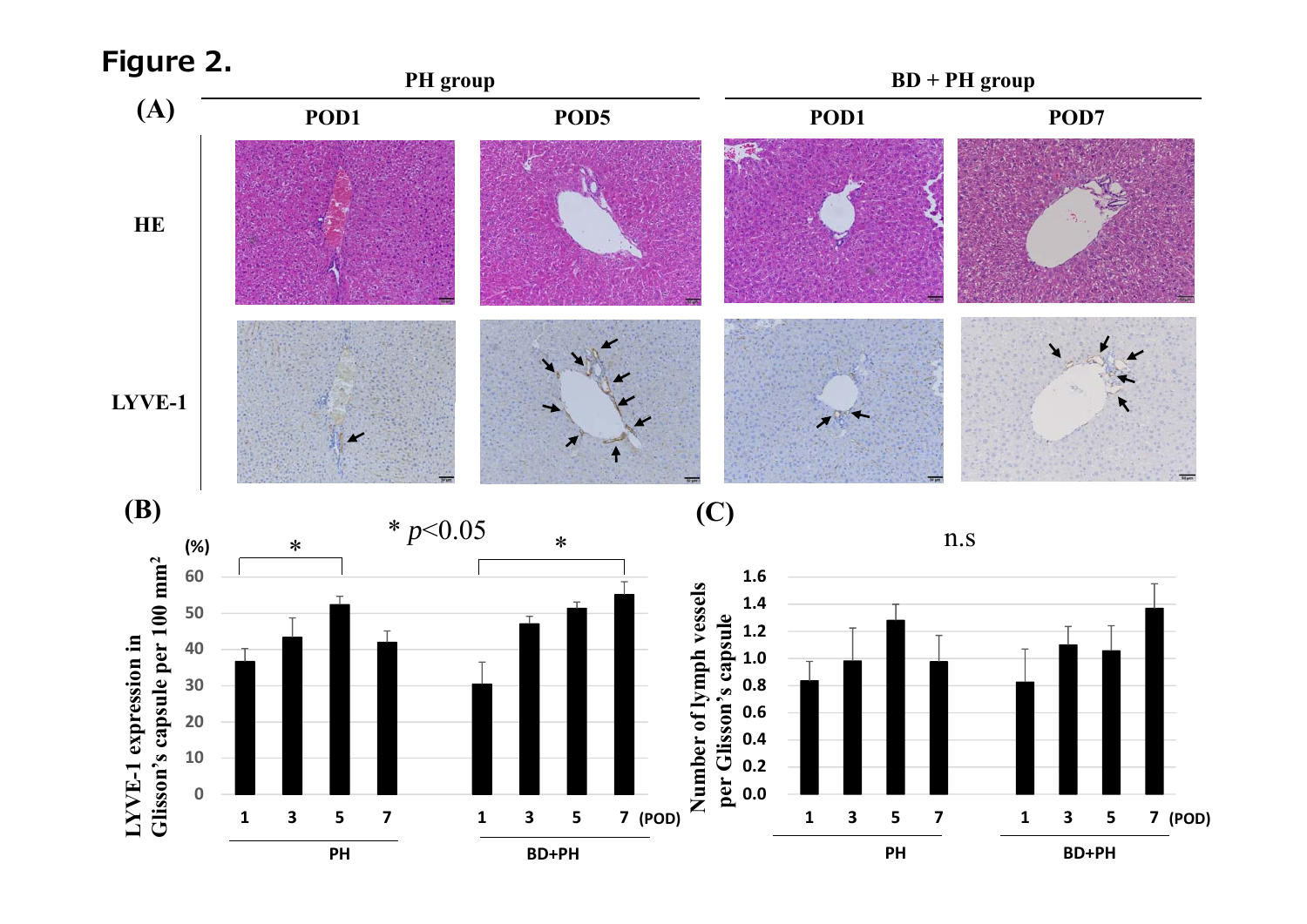# Figure 2.

**(A)**

| | PH group | | BD + PH group | |
|---|---|---|---|---|
| | POD1 | POD5 | POD1 | POD7 |
| HE | | | | |
| LYVE-1 | | | | |

**(B)**

$* \ p<0.05$

LYVE-1 expression in Glisson's capsule per 100 $mm^2$ (%)

PH: POD 1, 3, 5, 7; BD+PH: POD 1, 3, 5, 7

**(C)**

n.s

Number of lymph vessels per Glisson's capsule

PH: POD 1, 3, 5, 7; BD+PH: POD 1, 3, 5, 7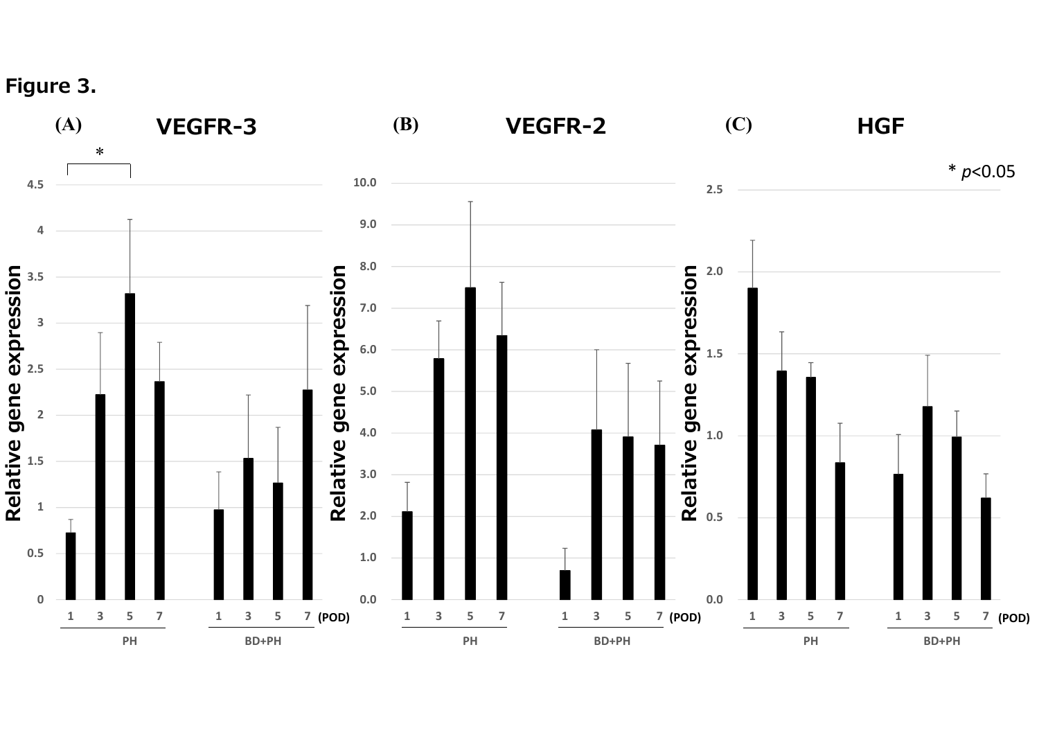Figure 3.

(A) VEGFR-3

*

Relative gene expression

4.5
4
3.5
3
2.5
2
1.5
1
0.5
0

1 3 5 7 1 3 5 7 (POD)

PH BD+PH

(B) VEGFR-2

Relative gene expression

10.0
9.0
8.0
7.0
6.0
5.0
4.0
3.0
2.0
1.0
0.0

1 3 5 7 1 3 5 7 (POD)

PH BD+PH

(C) HGF

* $p<0.05$

Relative gene expression

2.5
2.0
1.5
1.0
0.5
0.0

1 3 5 7 1 3 5 7 (POD)

PH BD+PH